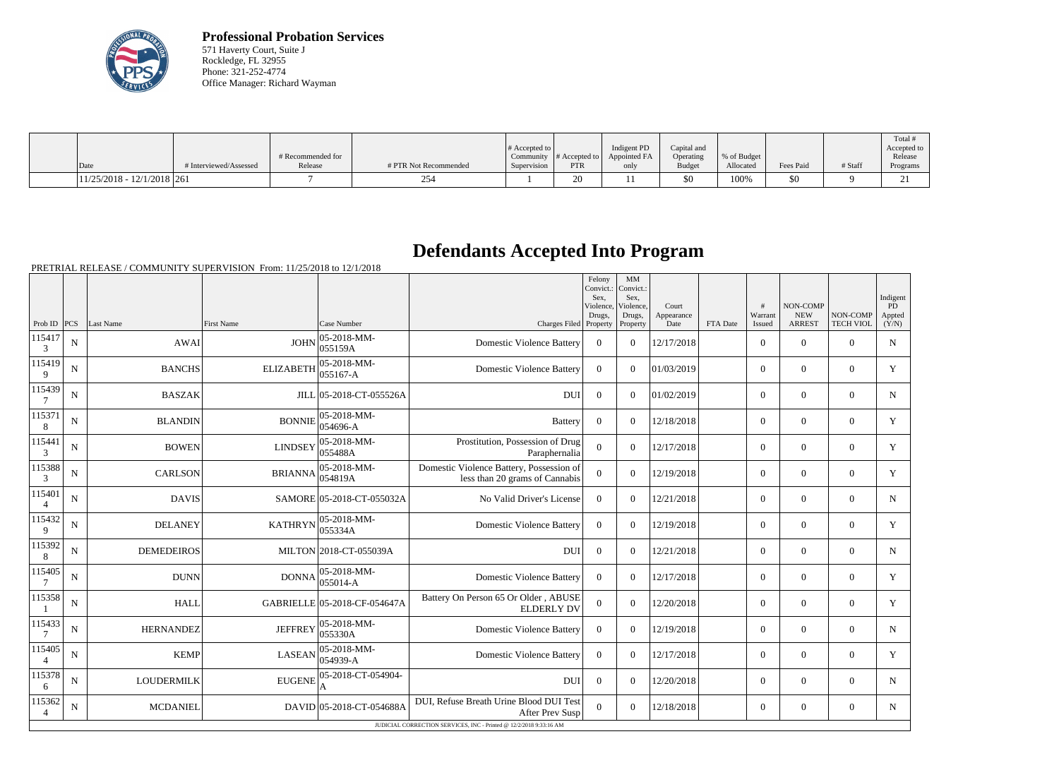**Professional Probation Services**
571 Haverty Court, Suite J
Rockledge, FL 32955
Phone: 321-252-4774
Office Manager: Richard Wayman

| Date | # Interviewed/Assessed | # Recommended for Release | # PTR Not Recommended | # Accepted to Community Supervision | # Accepted to PTR | Indigent PD Appointed FA only | Capital and Operating Budget | % of Budget Allocated | Fees Paid | # Staff | Total # Accepted to Release Programs |
|---|---|---|---|---|---|---|---|---|---|---|---|
| 11/25/2018 - 12/1/2018 | 261 | 7 | 254 | 1 | 20 | 11 | $0 | 100% | $0 | 9 | 21 |

# Defendants Accepted Into Program

PRETRIAL RELEASE / COMMUNITY SUPERVISION From: 11/25/2018 to 12/1/2018

| Prob ID | PCS | Last Name | First Name | Case Number | Charges Filed | Felony Convict.: Sex, Violence, Drugs, Property | MM Convict.: Sex, Violence, Drugs, Property | Court Appearance Date | FTA Date | # Warrant Issued | NON-COMP NEW ARREST | NON-COMP TECH VIOL | Indigent PD Appted (Y/N) |
|---|---|---|---|---|---|---|---|---|---|---|---|---|---|
| 1154173 | N | AWAI | JOHN | 05-2018-MM-055159A | Domestic Violence Battery | 0 | 0 | 12/17/2018 | | 0 | 0 | 0 | N |
| 1154199 | N | BANCHS | ELIZABETH | 05-2018-MM-055167-A | Domestic Violence Battery | 0 | 0 | 01/03/2019 | | 0 | 0 | 0 | Y |
| 1154397 | N | BASZAK | JILL | 05-2018-CT-055526A | DUI | 0 | 0 | 01/02/2019 | | 0 | 0 | 0 | N |
| 1153718 | N | BLANDIN | BONNIE | 05-2018-MM-054696-A | Battery | 0 | 0 | 12/18/2018 | | 0 | 0 | 0 | Y |
| 1154413 | N | BOWEN | LINDSEY | 05-2018-MM-055488A | Prostitution, Possession of Drug Paraphernalia | 0 | 0 | 12/17/2018 | | 0 | 0 | 0 | Y |
| 1153883 | N | CARLSON | BRIANNA | 05-2018-MM-054819A | Domestic Violence Battery, Possession of less than 20 grams of Cannabis | 0 | 0 | 12/19/2018 | | 0 | 0 | 0 | Y |
| 1154014 | N | DAVIS | SAMORE | 05-2018-CT-055032A | No Valid Driver's License | 0 | 0 | 12/21/2018 | | 0 | 0 | 0 | N |
| 1154329 | N | DELANEY | KATHRYN | 05-2018-MM-055334A | Domestic Violence Battery | 0 | 0 | 12/19/2018 | | 0 | 0 | 0 | Y |
| 1153928 | N | DEMEDEIROS | MILTON | 2018-CT-055039A | DUI | 0 | 0 | 12/21/2018 | | 0 | 0 | 0 | N |
| 1154057 | N | DUNN | DONNA | 05-2018-MM-055014-A | Domestic Violence Battery | 0 | 0 | 12/17/2018 | | 0 | 0 | 0 | Y |
| 1153581 | N | HALL | GABRIELLE | 05-2018-CF-054647A | Battery On Person 65 Or Older , ABUSE ELDERLY DV | 0 | 0 | 12/20/2018 | | 0 | 0 | 0 | Y |
| 1154337 | N | HERNANDEZ | JEFFREY | 05-2018-MM-055330A | Domestic Violence Battery | 0 | 0 | 12/19/2018 | | 0 | 0 | 0 | N |
| 1154054 | N | KEMP | LASEAN | 05-2018-MM-054939-A | Domestic Violence Battery | 0 | 0 | 12/17/2018 | | 0 | 0 | 0 | Y |
| 1153786 | N | LOUDERMILK | EUGENE | 05-2018-CT-054904-A | DUI | 0 | 0 | 12/20/2018 | | 0 | 0 | 0 | N |
| 1153624 | N | MCDANIEL | DAVID | 05-2018-CT-054688A | DUI, Refuse Breath Urine Blood DUI Test After Prev Susp | 0 | 0 | 12/18/2018 | | 0 | 0 | 0 | N |

JUDICIAL CORRECTION SERVICES, INC - Printed @ 12/2/2018 9:33:16 AM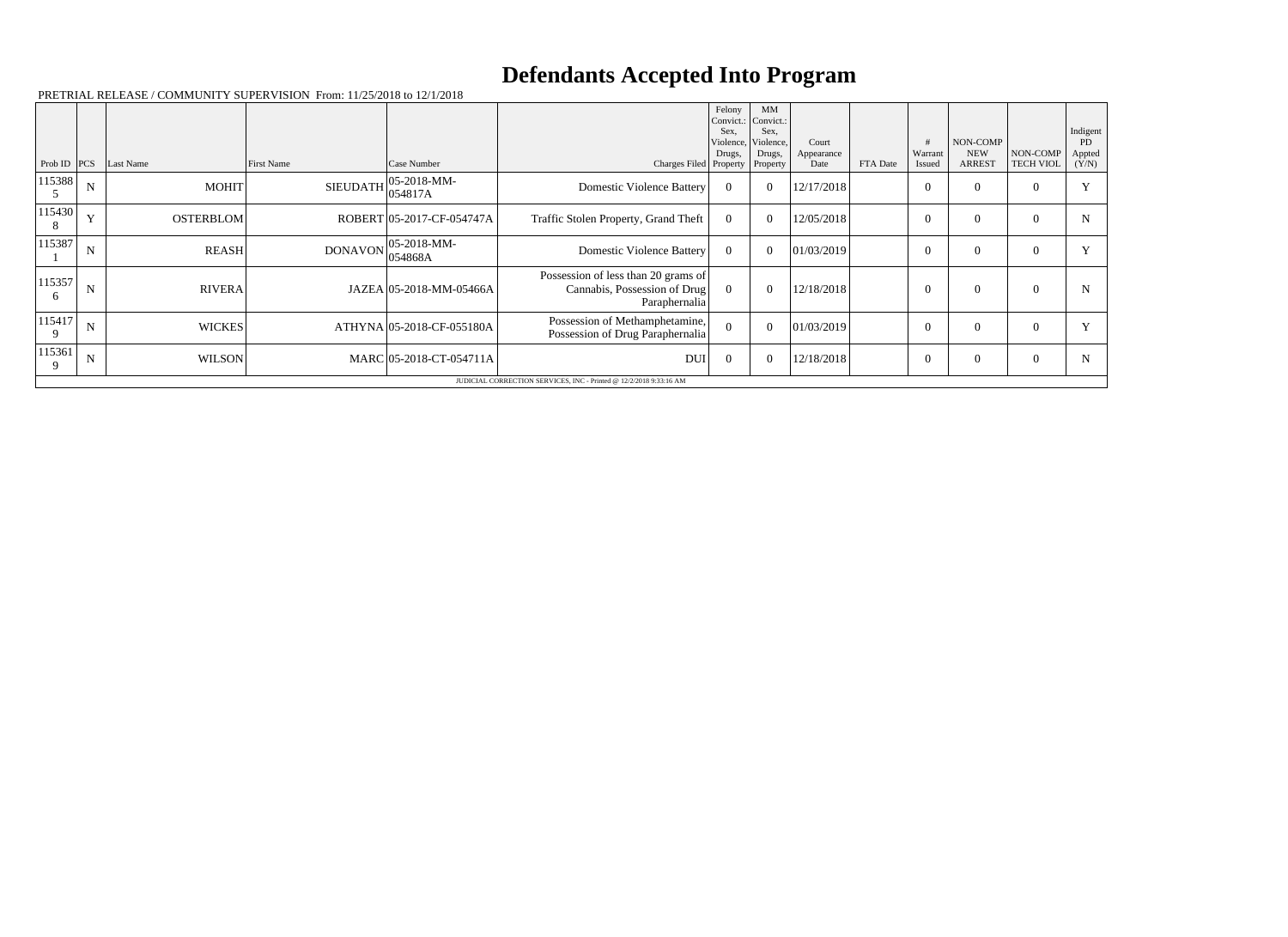# Defendants Accepted Into Program

PRETRIAL RELEASE / COMMUNITY SUPERVISION From: 11/25/2018 to 12/1/2018

| Prob ID | PCS | Last Name | First Name | Case Number | Charges Filed | Felony Convict.: Sex, Violence, Drugs, Property | MM Convict.: Sex, Violence, Drugs, Property | Court Appearance Date | FTA Date | # Warrant Issued | NON-COMP NEW ARREST | NON-COMP TECH VIOL | Indigent PD Appted (Y/N) |
|---|---|---|---|---|---|---|---|---|---|---|---|---|---|
| 1153885 | N | MOHIT | SIEUDATH | 05-2018-MM-054817A | Domestic Violence Battery | 0 | 0 | 12/17/2018 | | 0 | 0 | 0 | Y |
| 1154308 | Y | OSTERBLOM | ROBERT | 05-2017-CF-054747A | Traffic Stolen Property, Grand Theft | 0 | 0 | 12/05/2018 | | 0 | 0 | 0 | N |
| 1153871 | N | REASH | DONAVON | 05-2018-MM-054868A | Domestic Violence Battery | 0 | 0 | 01/03/2019 | | 0 | 0 | 0 | Y |
| 1153576 | N | RIVERA | JAZEA | 05-2018-MM-05466A | Possession of less than 20 grams of Cannabis, Possession of Drug Paraphernalia | 0 | 0 | 12/18/2018 | | 0 | 0 | 0 | N |
| 1154179 | N | WICKES | ATHYNA | 05-2018-CF-055180A | Possession of Methamphetamine, Possession of Drug Paraphernalia | 0 | 0 | 01/03/2019 | | 0 | 0 | 0 | Y |
| 1153619 | N | WILSON | MARC | 05-2018-CT-054711A | DUI | 0 | 0 | 12/18/2018 | | 0 | 0 | 0 | N |

JUDICIAL CORRECTION SERVICES, INC - Printed @ 12/2/2018 9:33:16 AM